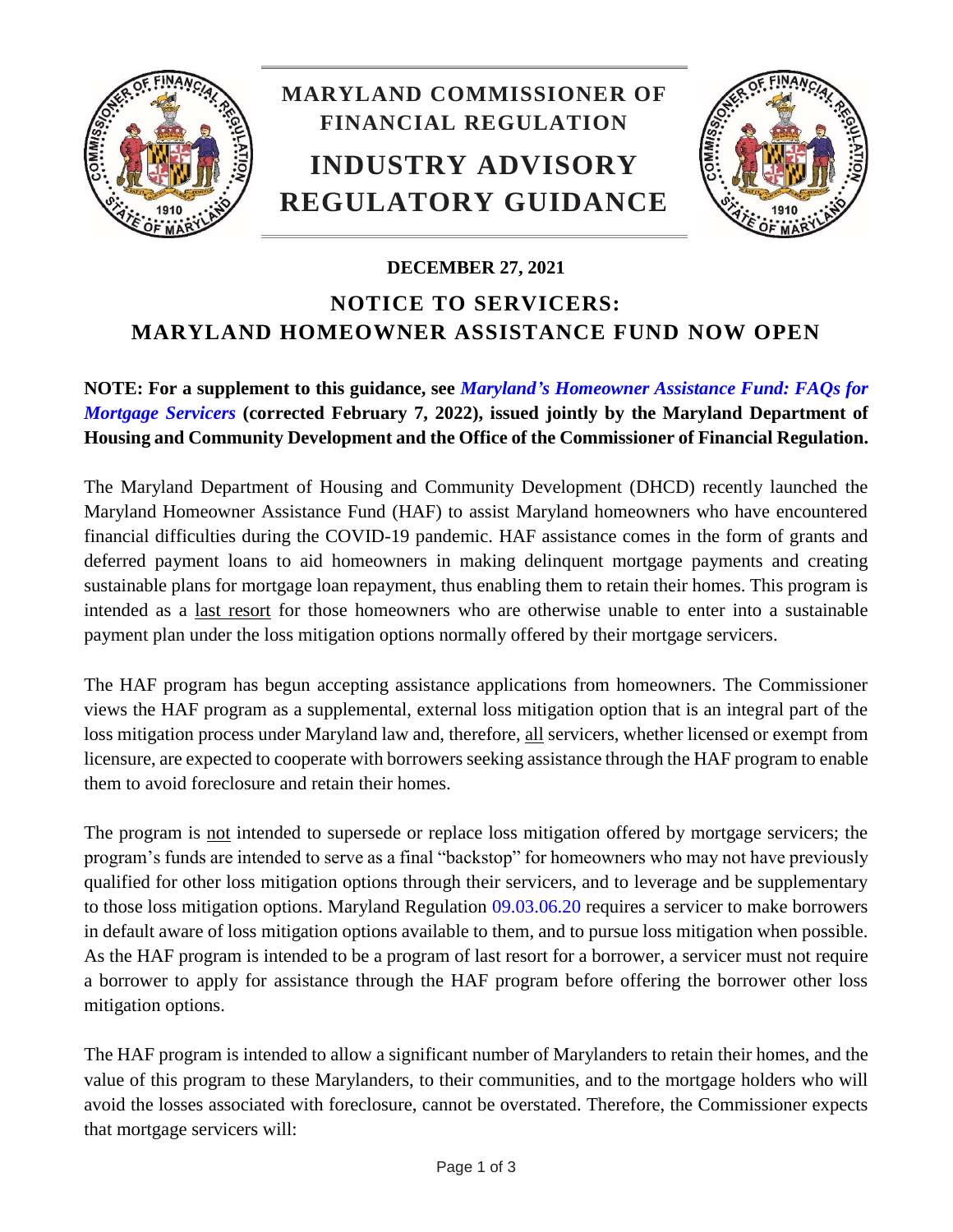# MARYLAND COMMISSIONER OF FINANCIAL REGULATION

# INDUSTRY ADVISORY REGULATORY GUIDANCE

**DECEMBER 27, 2021**

## NOTICE TO SERVICERS: MARYLAND HOMEOWNER ASSISTANCE FUND NOW OPEN

**NOTE: For a supplement to this guidance, see *Maryland's Homeowner Assistance Fund: FAQs for Mortgage Servicers* (corrected February 7, 2022), issued jointly by the Maryland Department of Housing and Community Development and the Office of the Commissioner of Financial Regulation.**

The Maryland Department of Housing and Community Development (DHCD) recently launched the Maryland Homeowner Assistance Fund (HAF) to assist Maryland homeowners who have encountered financial difficulties during the COVID-19 pandemic. HAF assistance comes in the form of grants and deferred payment loans to aid homeowners in making delinquent mortgage payments and creating sustainable plans for mortgage loan repayment, thus enabling them to retain their homes. This program is intended as a last resort for those homeowners who are otherwise unable to enter into a sustainable payment plan under the loss mitigation options normally offered by their mortgage servicers.

The HAF program has begun accepting assistance applications from homeowners. The Commissioner views the HAF program as a supplemental, external loss mitigation option that is an integral part of the loss mitigation process under Maryland law and, therefore, all servicers, whether licensed or exempt from licensure, are expected to cooperate with borrowers seeking assistance through the HAF program to enable them to avoid foreclosure and retain their homes.

The program is not intended to supersede or replace loss mitigation offered by mortgage servicers; the program's funds are intended to serve as a final "backstop" for homeowners who may not have previously qualified for other loss mitigation options through their servicers, and to leverage and be supplementary to those loss mitigation options. Maryland Regulation 09.03.06.20 requires a servicer to make borrowers in default aware of loss mitigation options available to them, and to pursue loss mitigation when possible. As the HAF program is intended to be a program of last resort for a borrower, a servicer must not require a borrower to apply for assistance through the HAF program before offering the borrower other loss mitigation options.

The HAF program is intended to allow a significant number of Marylanders to retain their homes, and the value of this program to these Marylanders, to their communities, and to the mortgage holders who will avoid the losses associated with foreclosure, cannot be overstated. Therefore, the Commissioner expects that mortgage servicers will: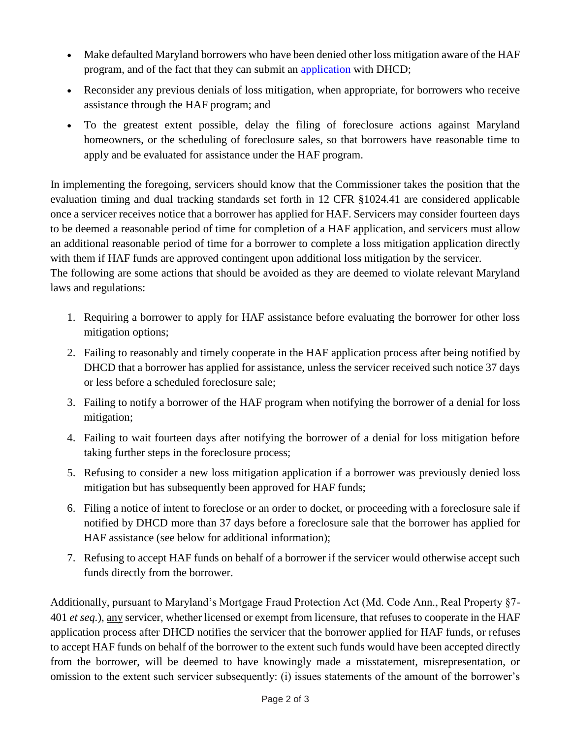- Make defaulted Maryland borrowers who have been denied other loss mitigation aware of the HAF program, and of the fact that they can submit an application with DHCD;
- Reconsider any previous denials of loss mitigation, when appropriate, for borrowers who receive assistance through the HAF program; and
- To the greatest extent possible, delay the filing of foreclosure actions against Maryland homeowners, or the scheduling of foreclosure sales, so that borrowers have reasonable time to apply and be evaluated for assistance under the HAF program.

In implementing the foregoing, servicers should know that the Commissioner takes the position that the evaluation timing and dual tracking standards set forth in 12 CFR §1024.41 are considered applicable once a servicer receives notice that a borrower has applied for HAF. Servicers may consider fourteen days to be deemed a reasonable period of time for completion of a HAF application, and servicers must allow an additional reasonable period of time for a borrower to complete a loss mitigation application directly with them if HAF funds are approved contingent upon additional loss mitigation by the servicer.
The following are some actions that should be avoided as they are deemed to violate relevant Maryland laws and regulations:

1. Requiring a borrower to apply for HAF assistance before evaluating the borrower for other loss mitigation options;
2. Failing to reasonably and timely cooperate in the HAF application process after being notified by DHCD that a borrower has applied for assistance, unless the servicer received such notice 37 days or less before a scheduled foreclosure sale;
3. Failing to notify a borrower of the HAF program when notifying the borrower of a denial for loss mitigation;
4. Failing to wait fourteen days after notifying the borrower of a denial for loss mitigation before taking further steps in the foreclosure process;
5. Refusing to consider a new loss mitigation application if a borrower was previously denied loss mitigation but has subsequently been approved for HAF funds;
6. Filing a notice of intent to foreclose or an order to docket, or proceeding with a foreclosure sale if notified by DHCD more than 37 days before a foreclosure sale that the borrower has applied for HAF assistance (see below for additional information);
7. Refusing to accept HAF funds on behalf of a borrower if the servicer would otherwise accept such funds directly from the borrower.

Additionally, pursuant to Maryland's Mortgage Fraud Protection Act (Md. Code Ann., Real Property §7-401 *et seq.*), <u>any</u> servicer, whether licensed or exempt from licensure, that refuses to cooperate in the HAF application process after DHCD notifies the servicer that the borrower applied for HAF funds, or refuses to accept HAF funds on behalf of the borrower to the extent such funds would have been accepted directly from the borrower, will be deemed to have knowingly made a misstatement, misrepresentation, or omission to the extent such servicer subsequently: (i) issues statements of the amount of the borrower's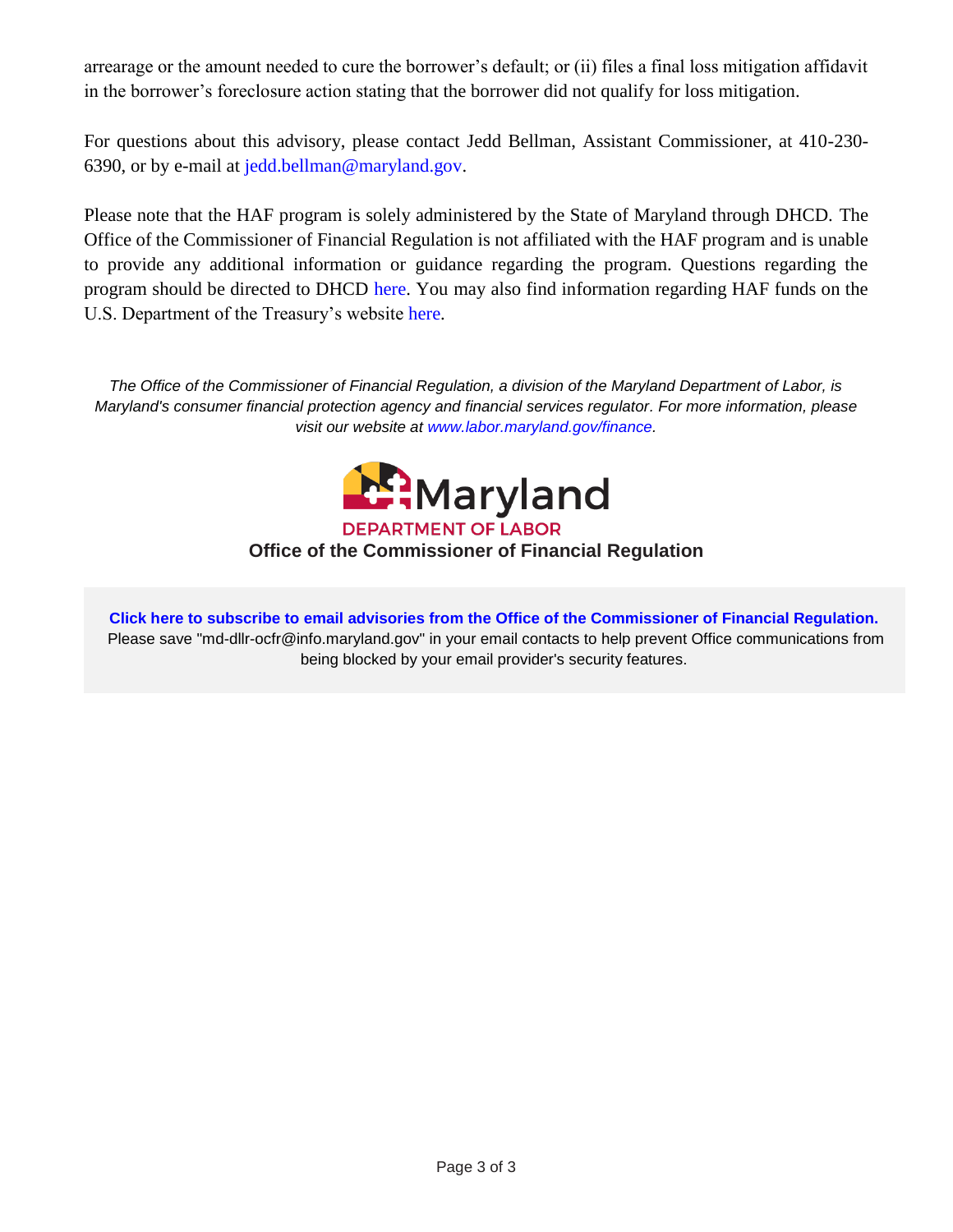arrearage or the amount needed to cure the borrower's default; or (ii) files a final loss mitigation affidavit in the borrower's foreclosure action stating that the borrower did not qualify for loss mitigation.

For questions about this advisory, please contact Jedd Bellman, Assistant Commissioner, at 410-230-6390, or by e-mail at jedd.bellman@maryland.gov.

Please note that the HAF program is solely administered by the State of Maryland through DHCD. The Office of the Commissioner of Financial Regulation is not affiliated with the HAF program and is unable to provide any additional information or guidance regarding the program. Questions regarding the program should be directed to DHCD here. You may also find information regarding HAF funds on the U.S. Department of the Treasury's website here.

*The Office of the Commissioner of Financial Regulation, a division of the Maryland Department of Labor, is Maryland's consumer financial protection agency and financial services regulator. For more information, please visit our website at www.labor.maryland.gov/finance.*

Maryland
DEPARTMENT OF LABOR

**Office of the Commissioner of Financial Regulation**

**Click here to subscribe to email advisories from the Office of the Commissioner of Financial Regulation.**
Please save "md-dllr-ocfr@info.maryland.gov" in your email contacts to help prevent Office communications from being blocked by your email provider's security features.